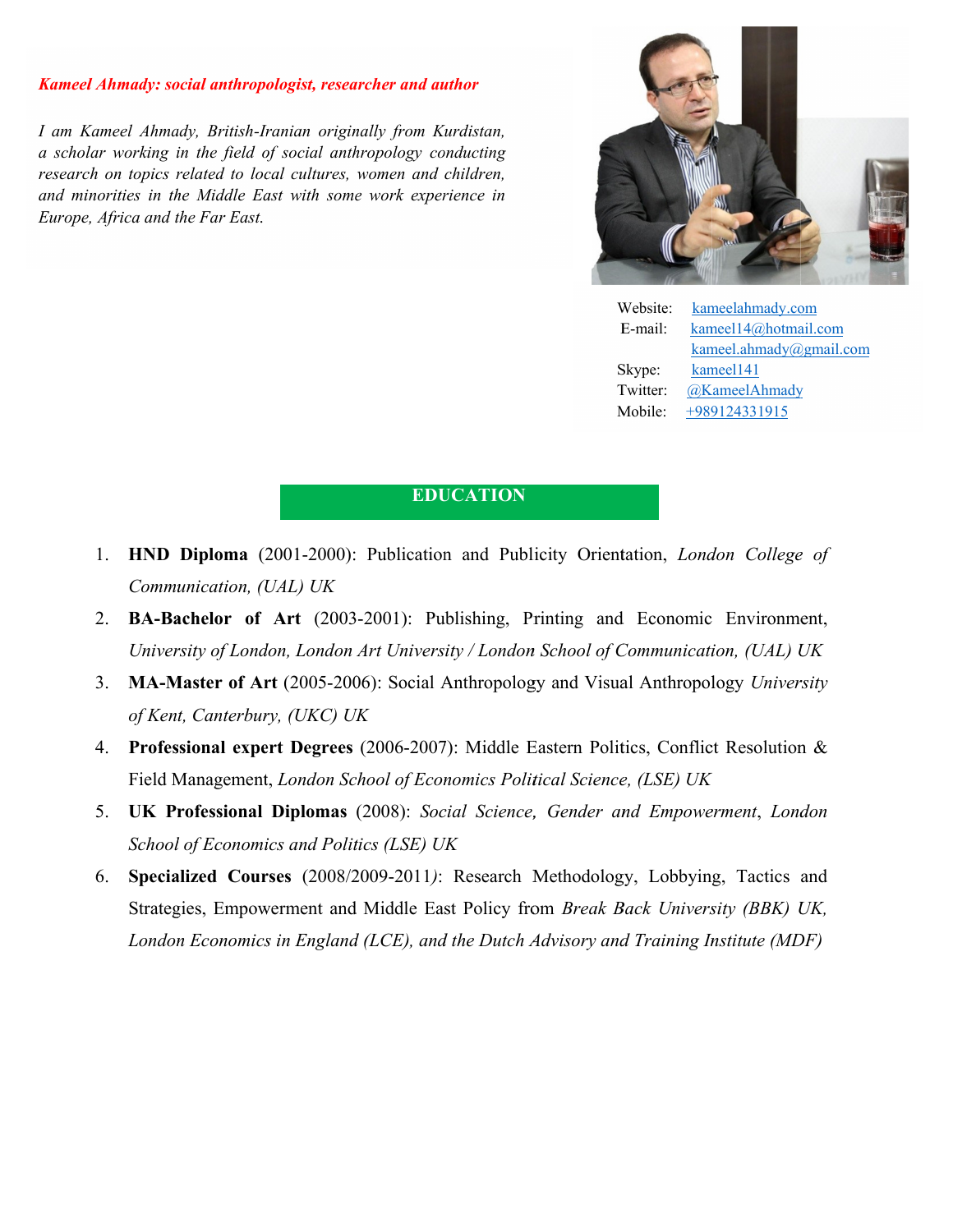***Kameel Ahmady: social anthropologist, researcher and author***

*I am Kameel Ahmady, British-Iranian originally from Kurdistan, a scholar working in the field of social anthropology conducting research on topics related to local cultures, women and children, and minorities in the Middle East with some work experience in Europe, Africa and the Far East.*

Website: kameelahmady.com
E-mail: kameel14@hotmail.com
kameel.ahmady@gmail.com
Skype: kameel141
Twitter: @KameelAhmady
Mobile: +989124331915

## EDUCATION

1. **HND Diploma** (2001-2000): Publication and Publicity Orientation, *London College of Communication, (UAL) UK*
2. **BA-Bachelor of Art** (2003-2001): Publishing, Printing and Economic Environment, *University of London, London Art University / London School of Communication, (UAL) UK*
3. **MA-Master of Art** (2005-2006): Social Anthropology and Visual Anthropology *University of Kent, Canterbury, (UKC) UK*
4. **Professional expert Degrees** (2006-2007): Middle Eastern Politics, Conflict Resolution & Field Management, *London School of Economics Political Science, (LSE) UK*
5. **UK Professional Diplomas** (2008): *Social Science, Gender and Empowerment*, *London School of Economics and Politics (LSE) UK*
6. **Specialized Courses** (2008/2009-2011*)*: Research Methodology, Lobbying, Tactics and Strategies, Empowerment and Middle East Policy from *Break Back University (BBK) UK, London Economics in England (LCE), and the Dutch Advisory and Training Institute (MDF)*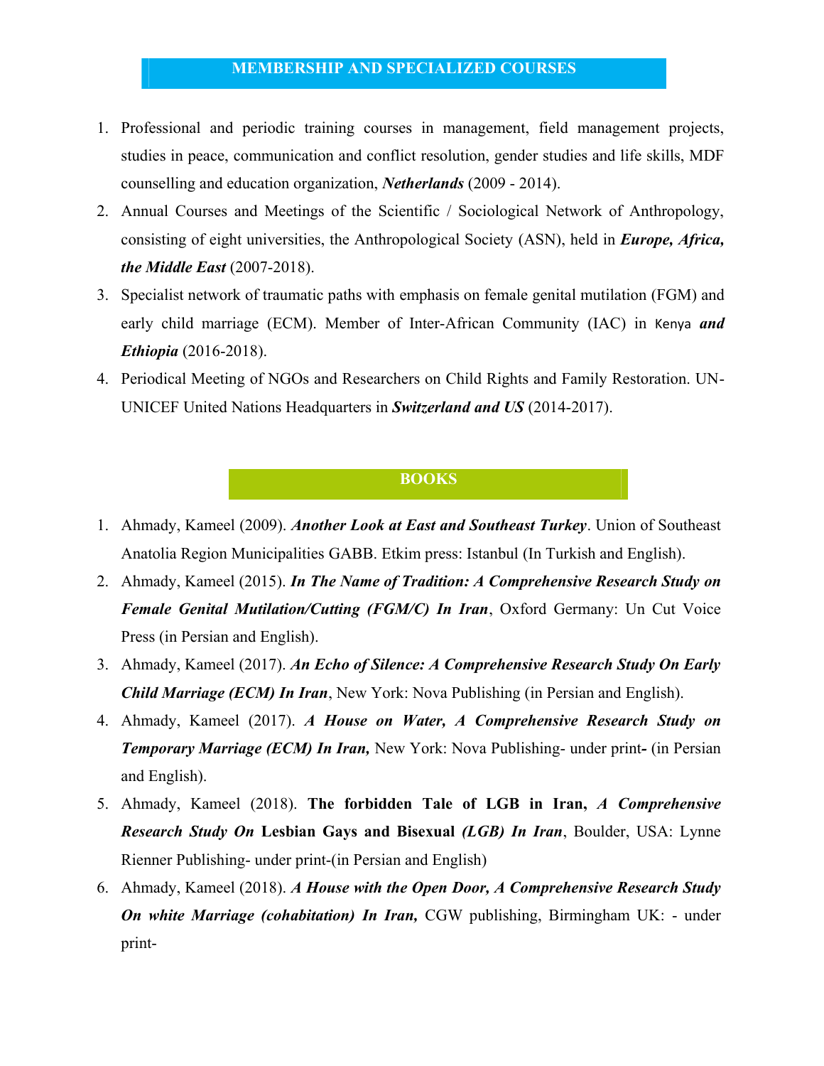## MEMBERSHIP AND SPECIALIZED COURSES

1. Professional and periodic training courses in management, field management projects, studies in peace, communication and conflict resolution, gender studies and life skills, MDF counselling and education organization, ***Netherlands*** (2009 - 2014).
2. Annual Courses and Meetings of the Scientific / Sociological Network of Anthropology, consisting of eight universities, the Anthropological Society (ASN), held in ***Europe, Africa, the Middle East*** (2007-2018).
3. Specialist network of traumatic paths with emphasis on female genital mutilation (FGM) and early child marriage (ECM). Member of Inter-African Community (IAC) in Kenya ***and Ethiopia*** (2016-2018).
4. Periodical Meeting of NGOs and Researchers on Child Rights and Family Restoration. UN-UNICEF United Nations Headquarters in ***Switzerland and US*** (2014-2017).

## BOOKS

1. Ahmady, Kameel (2009). ***Another Look at East and Southeast Turkey***. Union of Southeast Anatolia Region Municipalities GABB. Etkim press: Istanbul (In Turkish and English).
2. Ahmady, Kameel (2015). ***In The Name of Tradition: A Comprehensive Research Study on Female Genital Mutilation/Cutting (FGM/C) In Iran***, Oxford Germany: Un Cut Voice Press (in Persian and English).
3. Ahmady, Kameel (2017). ***An Echo of Silence: A Comprehensive Research Study On Early Child Marriage (ECM) In Iran***, New York: Nova Publishing (in Persian and English).
4. Ahmady, Kameel (2017). ***A House on Water, A Comprehensive Research Study on Temporary Marriage (ECM) In Iran,*** New York: Nova Publishing- under print**-** (in Persian and English).
5. Ahmady, Kameel (2018). **The forbidden Tale of LGB in Iran,** ***A Comprehensive Research Study On*** **Lesbian Gays and Bisexual** ***(LGB) In Iran***, Boulder, USA: Lynne Rienner Publishing- under print-(in Persian and English)
6. Ahmady, Kameel (2018). ***A House with the Open Door, A Comprehensive Research Study On white Marriage (cohabitation) In Iran,*** CGW publishing, Birmingham UK: - under print-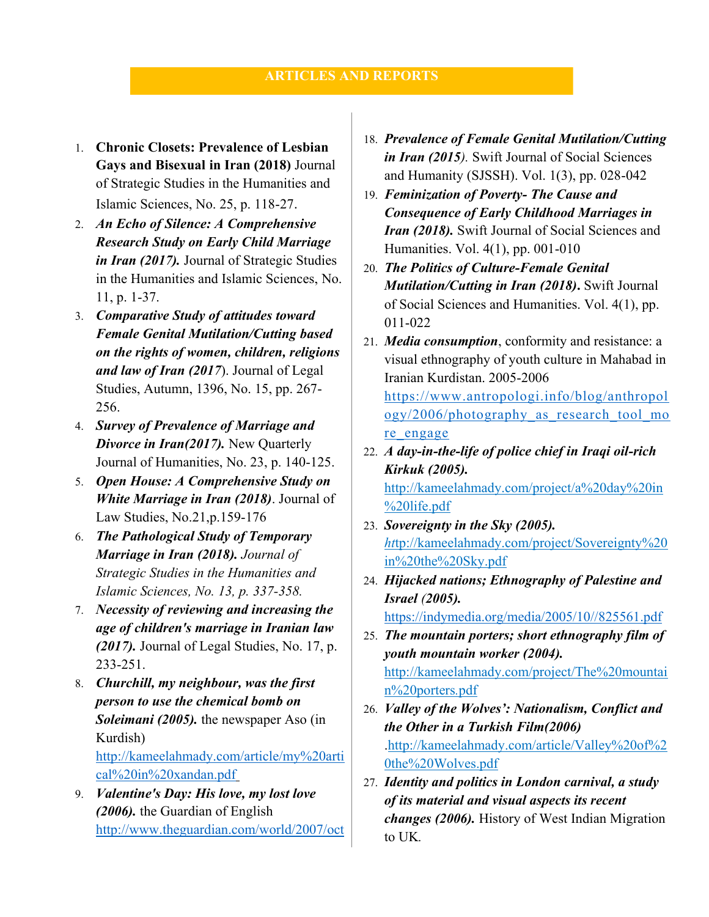## ARTICLES AND REPORTS

1. **Chronic Closets: Prevalence of Lesbian Gays and Bisexual in Iran (2018)** Journal of Strategic Studies in the Humanities and Islamic Sciences, No. 25, p. 118-27.
2. ***An Echo of Silence: A Comprehensive Research Study on Early Child Marriage in Iran (2017).*** Journal of Strategic Studies in the Humanities and Islamic Sciences, No. 11, p. 1-37.
3. ***Comparative Study of attitudes toward Female Genital Mutilation/Cutting based on the rights of women, children, religions and law of Iran (2017***). Journal of Legal Studies, Autumn, 1396, No. 15, pp. 267-256.
4. ***Survey of Prevalence of Marriage and Divorce in Iran(2017).*** New Quarterly Journal of Humanities, No. 23, p. 140-125.
5. ***Open House: A Comprehensive Study on White Marriage in Iran (2018)***. Journal of Law Studies, No.21,p.159-176
6. ***The Pathological Study of Temporary Marriage in Iran (2018).*** *Journal of Strategic Studies in the Humanities and Islamic Sciences, No. 13, p. 337-358.*
7. ***Necessity of reviewing and increasing the age of children's marriage in Iranian law (2017).*** Journal of Legal Studies, No. 17, p. 233-251.
8. ***Churchill, my neighbour, was the first person to use the chemical bomb on Soleimani (2005).*** the newspaper Aso (in Kurdish) http://kameelahmady.com/article/my%20artical%20in%20xandan.pdf
9. ***Valentine's Day: His love, my lost love (2006).*** the Guardian of English http://www.theguardian.com/world/2007/oct
18. ***Prevalence of Female Genital Mutilation/Cutting in Iran (2015***). Swift Journal of Social Sciences and Humanity (SJSSH). Vol. 1(3), pp. 028-042
19. ***Feminization of Poverty- The Cause and Consequence of Early Childhood Marriages in Iran (2018).*** Swift Journal of Social Sciences and Humanities. Vol. 4(1), pp. 001-010
20. ***The Politics of Culture-Female Genital Mutilation/Cutting in Iran (2018)*****.** Swift Journal of Social Sciences and Humanities. Vol. 4(1), pp. 011-022
21. ***Media consumption***, conformity and resistance: a visual ethnography of youth culture in Mahabad in Iranian Kurdistan. 2005-2006 https://www.antropologi.info/blog/anthropology/2006/photography_as_research_tool_more_engage
22. ***A day-in-the-life of police chief in Iraqi oil-rich Kirkuk (2005).*** http://kameelahmady.com/project/a%20day%20in%20life.pdf
23. ***Sovereignty in the Sky (2005).*** http://kameelahmady.com/project/Sovereignty%20in%20the%20Sky.pdf
24. ***Hijacked nations; Ethnography of Palestine and Israel (2005).*** https://indymedia.org/media/2005/10//825561.pdf
25. ***The mountain porters; short ethnography film of youth mountain worker (2004).*** http://kameelahmady.com/project/The%20mountain%20porters.pdf
26. ***Valley of the Wolves': Nationalism, Conflict and the Other in a Turkish Film(2006)*** .http://kameelahmady.com/article/Valley%20of%20the%20Wolves.pdf
27. ***Identity and politics in London carnival, a study of its material and visual aspects its recent changes (2006).*** History of West Indian Migration to UK.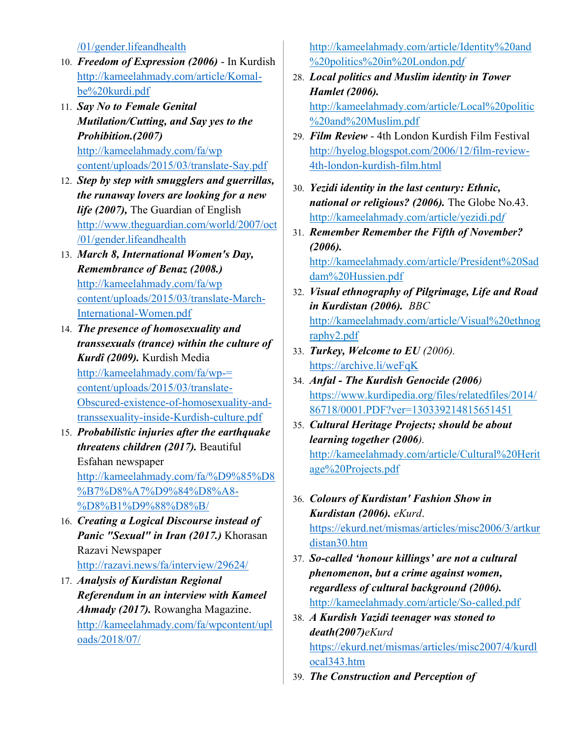/01/gender.lifeandhealth

10. ***Freedom of Expression (2006)*** - In Kurdish http://kameelahmady.com/article/Komal-be%20kurdi.pdf
11. ***Say No to Female Genital Mutilation/Cutting, and Say yes to the Prohibition.(2007)*** http://kameelahmady.com/fa/wp content/uploads/2015/03/translate-Say.pdf
12. ***Step by step with smugglers and guerrillas, the runaway lovers are looking for a new life (2007),*** The Guardian of English http://www.theguardian.com/world/2007/oct/01/gender.lifeandhealth
13. ***March 8, International Women's Day, Remembrance of Benaz (2008.)*** http://kameelahmady.com/fa/wp content/uploads/2015/03/translate-March-International-Women.pdf
14. ***The presence of homosexuality and transsexuals (trance) within the culture of Kurdî (2009).*** Kurdish Media http://kameelahmady.com/fa/wp-=content/uploads/2015/03/translate-Obscured-existence-of-homosexuality-and-transsexuality-inside-Kurdish-culture.pdf
15. ***Probabilistic injuries after the earthquake threatens children (2017).*** Beautiful Esfahan newspaper http://kameelahmady.com/fa/%D9%85%D8%B7%D8%A7%D9%84%D8%A8-%D8%B1%D9%88%D8%B/
16. ***Creating a Logical Discourse instead of Panic "Sexual" in Iran (2017.)*** Khorasan Razavi Newspaper http://razavi.news/fa/interview/29624/
17. ***Analysis of Kurdistan Regional Referendum in an interview with Kameel Ahmady (2017).*** Rowangha Magazine. http://kameelahmady.com/fa/wpcontent/uploads/2018/07/

http://kameelahmady.com/article/Identity%20and%20politics%20in%20London.pdf

28. ***Local politics and Muslim identity in Tower Hamlet (2006).*** http://kameelahmady.com/article/Local%20politic%20and%20Muslim.pdf
29. ***Film Review*** - 4th London Kurdish Film Festival http://hyelog.blogspot.com/2006/12/film-review-4th-london-kurdish-film.html
30. ***Yezidi identity in the last century: Ethnic, national or religious? (2006).*** The Globe No.43. http://kameelahmady.com/article/yezidi.pdf
31. ***Remember Remember the Fifth of November? (2006).*** http://kameelahmady.com/article/President%20Saddam%20Hussien.pdf
32. ***Visual ethnography of Pilgrimage, Life and Road in Kurdistan (2006).*** *BBC* http://kameelahmady.com/article/Visual%20ethnography2.pdf
33. ***Turkey, Welcome to EU*** *(2006).* https://archive.li/weFqK
34. ***Anfal - The Kurdish Genocide (2006)*** https://www.kurdipedia.org/files/relatedfiles/2014/86718/0001.PDF?ver=130339214815651451
35. ***Cultural Heritage Projects; should be about learning together (2006)***. http://kameelahmady.com/article/Cultural%20Heritage%20Projects.pdf
36. ***Colours of Kurdistan' Fashion Show in Kurdistan (2006).*** *eKurd*. https://ekurd.net/mismas/articles/misc2006/3/artkurdistan30.htm
37. ***So-called 'honour killings' are not a cultural phenomenon, but a crime against women, regardless of cultural background (2006).*** http://kameelahmady.com/article/So-called.pdf
38. ***A Kurdish Yazidi teenager was stoned to death(2007)****eKurd* https://ekurd.net/mismas/articles/misc2007/4/kurdlocal343.htm
39. ***The Construction and Perception of***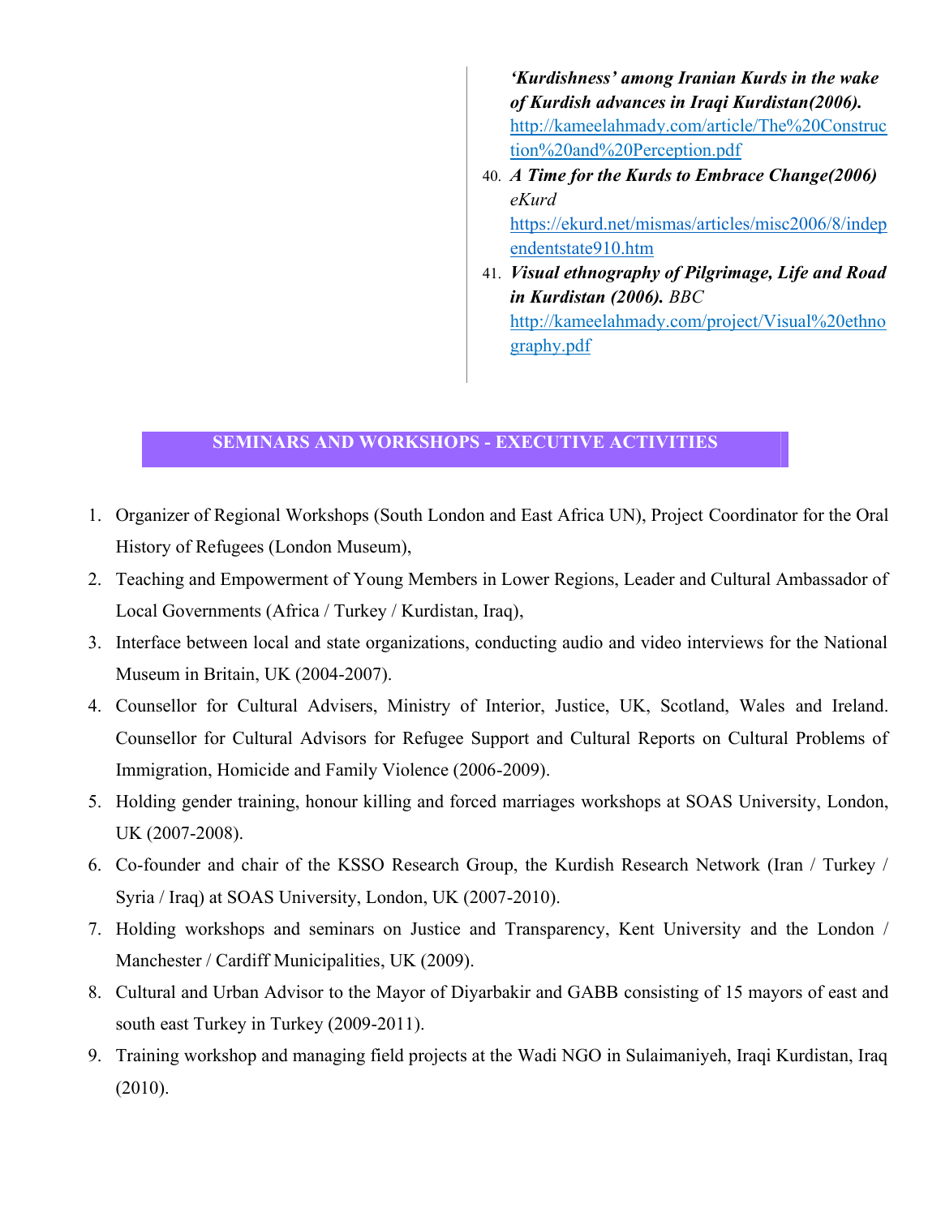*'Kurdishness' among Iranian Kurds in the wake of Kurdish advances in Iraqi Kurdistan(2006).* http://kameelahmady.com/article/The%20Construction%20and%20Perception.pdf

40. ***A Time for the Kurds to Embrace Change(2006)*** *eKurd* https://ekurd.net/mismas/articles/misc2006/8/independentstate910.htm
41. ***Visual ethnography of Pilgrimage, Life and Road in Kurdistan (2006).*** *BBC* http://kameelahmady.com/project/Visual%20ethnography.pdf

## SEMINARS AND WORKSHOPS - EXECUTIVE ACTIVITIES

1. Organizer of Regional Workshops (South London and East Africa UN), Project Coordinator for the Oral History of Refugees (London Museum),
2. Teaching and Empowerment of Young Members in Lower Regions, Leader and Cultural Ambassador of Local Governments (Africa / Turkey / Kurdistan, Iraq),
3. Interface between local and state organizations, conducting audio and video interviews for the National Museum in Britain, UK (2004-2007).
4. Counsellor for Cultural Advisers, Ministry of Interior, Justice, UK, Scotland, Wales and Ireland. Counsellor for Cultural Advisors for Refugee Support and Cultural Reports on Cultural Problems of Immigration, Homicide and Family Violence (2006-2009).
5. Holding gender training, honour killing and forced marriages workshops at SOAS University, London, UK (2007-2008).
6. Co-founder and chair of the KSSO Research Group, the Kurdish Research Network (Iran / Turkey / Syria / Iraq) at SOAS University, London, UK (2007-2010).
7. Holding workshops and seminars on Justice and Transparency, Kent University and the London / Manchester / Cardiff Municipalities, UK (2009).
8. Cultural and Urban Advisor to the Mayor of Diyarbakir and GABB consisting of 15 mayors of east and south east Turkey in Turkey (2009-2011).
9. Training workshop and managing field projects at the Wadi NGO in Sulaimaniyeh, Iraqi Kurdistan, Iraq (2010).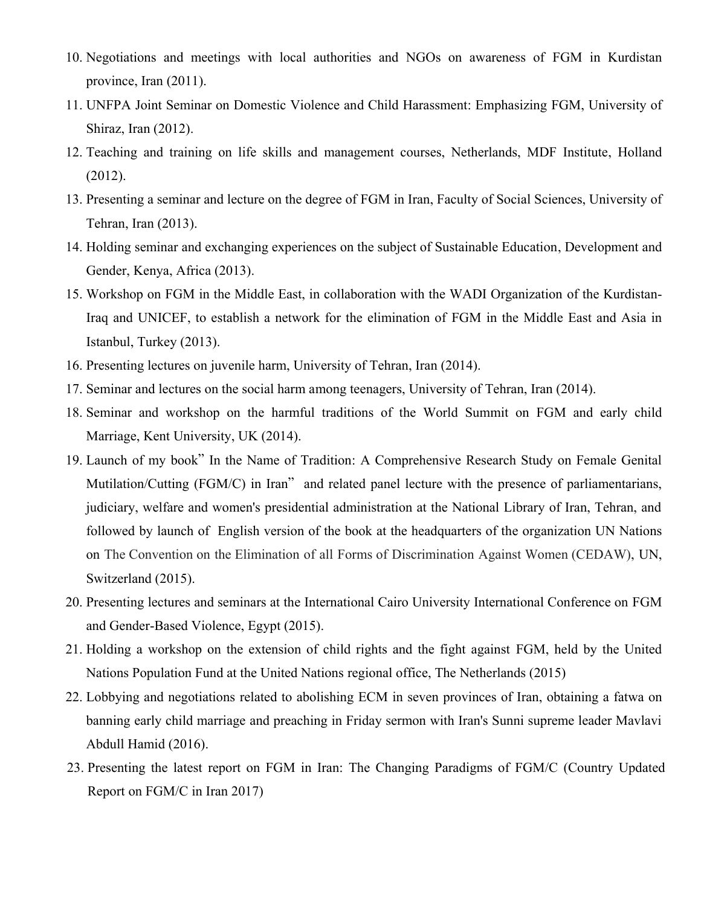10. Negotiations and meetings with local authorities and NGOs on awareness of FGM in Kurdistan province, Iran (2011).
11. UNFPA Joint Seminar on Domestic Violence and Child Harassment: Emphasizing FGM, University of Shiraz, Iran (2012).
12. Teaching and training on life skills and management courses, Netherlands, MDF Institute, Holland (2012).
13. Presenting a seminar and lecture on the degree of FGM in Iran, Faculty of Social Sciences, University of Tehran, Iran (2013).
14. Holding seminar and exchanging experiences on the subject of Sustainable Education, Development and Gender, Kenya, Africa (2013).
15. Workshop on FGM in the Middle East, in collaboration with the WADI Organization of the Kurdistan-Iraq and UNICEF, to establish a network for the elimination of FGM in the Middle East and Asia in Istanbul, Turkey (2013).
16. Presenting lectures on juvenile harm, University of Tehran, Iran (2014).
17. Seminar and lectures on the social harm among teenagers, University of Tehran, Iran (2014).
18. Seminar and workshop on the harmful traditions of the World Summit on FGM and early child Marriage, Kent University, UK (2014).
19. Launch of my book" In the Name of Tradition: A Comprehensive Research Study on Female Genital Mutilation/Cutting (FGM/C) in Iran" and related panel lecture with the presence of parliamentarians, judiciary, welfare and women's presidential administration at the National Library of Iran, Tehran, and followed by launch of English version of the book at the headquarters of the organization UN Nations on The Convention on the Elimination of all Forms of Discrimination Against Women (CEDAW), UN, Switzerland (2015).
20. Presenting lectures and seminars at the International Cairo University International Conference on FGM and Gender-Based Violence, Egypt (2015).
21. Holding a workshop on the extension of child rights and the fight against FGM, held by the United Nations Population Fund at the United Nations regional office, The Netherlands (2015)
22. Lobbying and negotiations related to abolishing ECM in seven provinces of Iran, obtaining a fatwa on banning early child marriage and preaching in Friday sermon with Iran's Sunni supreme leader Mavlavi Abdull Hamid (2016).
23. Presenting the latest report on FGM in Iran: The Changing Paradigms of FGM/C (Country Updated Report on FGM/C in Iran 2017)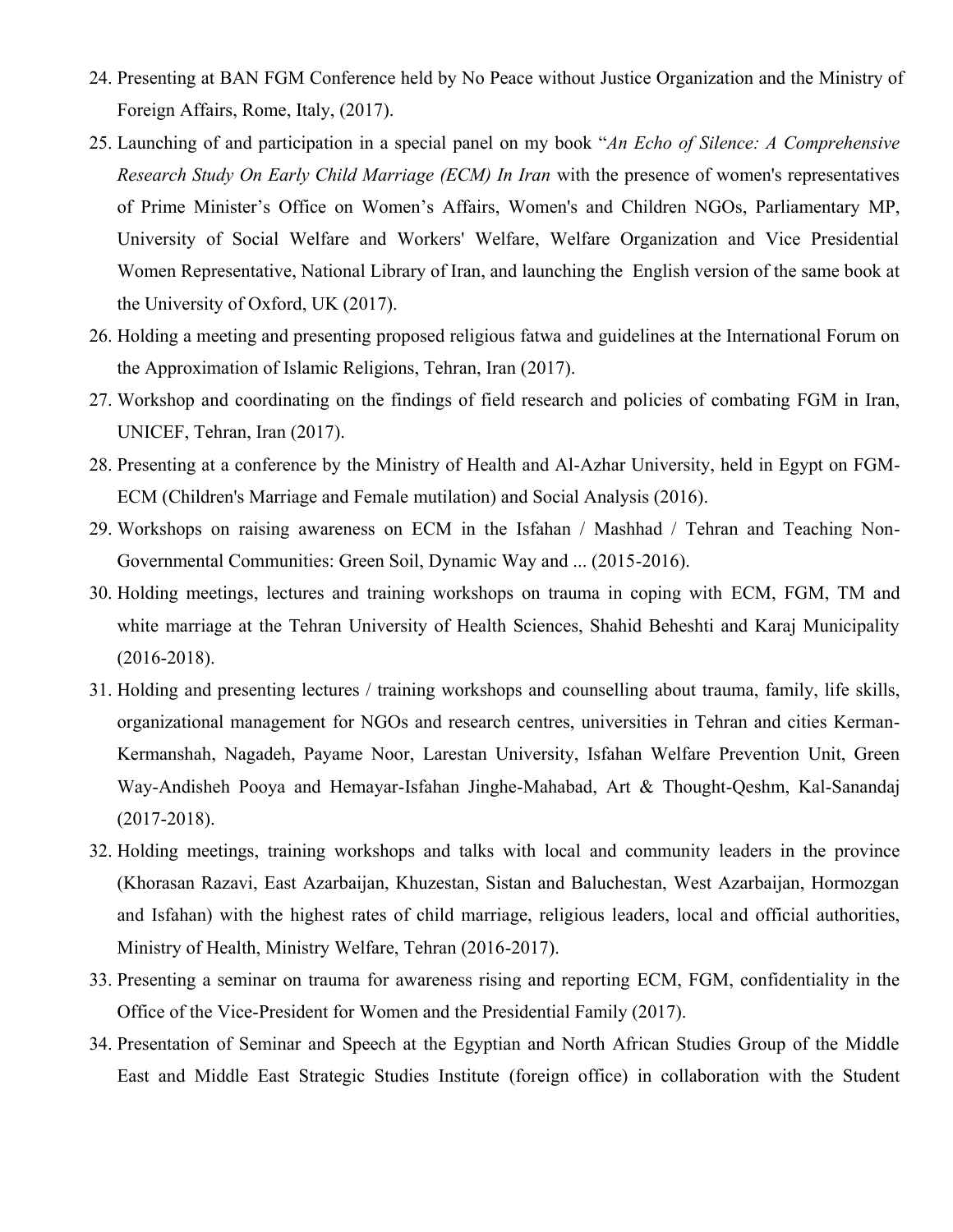24. Presenting at BAN FGM Conference held by No Peace without Justice Organization and the Ministry of Foreign Affairs, Rome, Italy, (2017).
25. Launching of and participation in a special panel on my book "*An Echo of Silence: A Comprehensive Research Study On Early Child Marriage (ECM) In Iran* with the presence of women's representatives of Prime Minister's Office on Women's Affairs, Women's and Children NGOs, Parliamentary MP, University of Social Welfare and Workers' Welfare, Welfare Organization and Vice Presidential Women Representative, National Library of Iran, and launching the English version of the same book at the University of Oxford, UK (2017).
26. Holding a meeting and presenting proposed religious fatwa and guidelines at the International Forum on the Approximation of Islamic Religions, Tehran, Iran (2017).
27. Workshop and coordinating on the findings of field research and policies of combating FGM in Iran, UNICEF, Tehran, Iran (2017).
28. Presenting at a conference by the Ministry of Health and Al-Azhar University, held in Egypt on FGM-ECM (Children's Marriage and Female mutilation) and Social Analysis (2016).
29. Workshops on raising awareness on ECM in the Isfahan / Mashhad / Tehran and Teaching Non-Governmental Communities: Green Soil, Dynamic Way and ... (2015-2016).
30. Holding meetings, lectures and training workshops on trauma in coping with ECM, FGM, TM and white marriage at the Tehran University of Health Sciences, Shahid Beheshti and Karaj Municipality (2016-2018).
31. Holding and presenting lectures / training workshops and counselling about trauma, family, life skills, organizational management for NGOs and research centres, universities in Tehran and cities Kerman-Kermanshah, Nagadeh, Payame Noor, Larestan University, Isfahan Welfare Prevention Unit, Green Way-Andisheh Pooya and Hemayar-Isfahan Jinghe-Mahabad, Art & Thought-Qeshm, Kal-Sanandaj (2017-2018).
32. Holding meetings, training workshops and talks with local and community leaders in the province (Khorasan Razavi, East Azarbaijan, Khuzestan, Sistan and Baluchestan, West Azarbaijan, Hormozgan and Isfahan) with the highest rates of child marriage, religious leaders, local and official authorities, Ministry of Health, Ministry Welfare, Tehran (2016-2017).
33. Presenting a seminar on trauma for awareness rising and reporting ECM, FGM, confidentiality in the Office of the Vice-President for Women and the Presidential Family (2017).
34. Presentation of Seminar and Speech at the Egyptian and North African Studies Group of the Middle East and Middle East Strategic Studies Institute (foreign office) in collaboration with the Student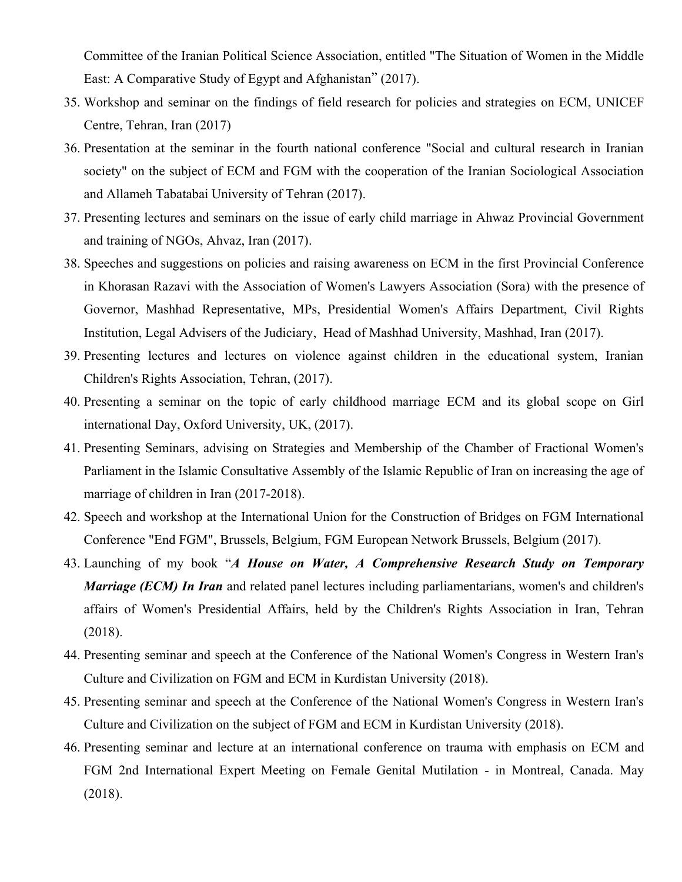Committee of the Iranian Political Science Association, entitled "The Situation of Women in the Middle East: A Comparative Study of Egypt and Afghanistan" (2017).

35. Workshop and seminar on the findings of field research for policies and strategies on ECM, UNICEF Centre, Tehran, Iran (2017)
36. Presentation at the seminar in the fourth national conference "Social and cultural research in Iranian society" on the subject of ECM and FGM with the cooperation of the Iranian Sociological Association and Allameh Tabatabai University of Tehran (2017).
37. Presenting lectures and seminars on the issue of early child marriage in Ahwaz Provincial Government and training of NGOs, Ahvaz, Iran (2017).
38. Speeches and suggestions on policies and raising awareness on ECM in the first Provincial Conference in Khorasan Razavi with the Association of Women's Lawyers Association (Sora) with the presence of Governor, Mashhad Representative, MPs, Presidential Women's Affairs Department, Civil Rights Institution, Legal Advisers of the Judiciary, Head of Mashhad University, Mashhad, Iran (2017).
39. Presenting lectures and lectures on violence against children in the educational system, Iranian Children's Rights Association, Tehran, (2017).
40. Presenting a seminar on the topic of early childhood marriage ECM and its global scope on Girl international Day, Oxford University, UK, (2017).
41. Presenting Seminars, advising on Strategies and Membership of the Chamber of Fractional Women's Parliament in the Islamic Consultative Assembly of the Islamic Republic of Iran on increasing the age of marriage of children in Iran (2017-2018).
42. Speech and workshop at the International Union for the Construction of Bridges on FGM International Conference "End FGM", Brussels, Belgium, FGM European Network Brussels, Belgium (2017).
43. Launching of my book "***A House on Water, A Comprehensive Research Study on Temporary Marriage (ECM) In Iran*** and related panel lectures including parliamentarians, women's and children's affairs of Women's Presidential Affairs, held by the Children's Rights Association in Iran, Tehran (2018).
44. Presenting seminar and speech at the Conference of the National Women's Congress in Western Iran's Culture and Civilization on FGM and ECM in Kurdistan University (2018).
45. Presenting seminar and speech at the Conference of the National Women's Congress in Western Iran's Culture and Civilization on the subject of FGM and ECM in Kurdistan University (2018).
46. Presenting seminar and lecture at an international conference on trauma with emphasis on ECM and FGM 2nd International Expert Meeting on Female Genital Mutilation - in Montreal, Canada. May (2018).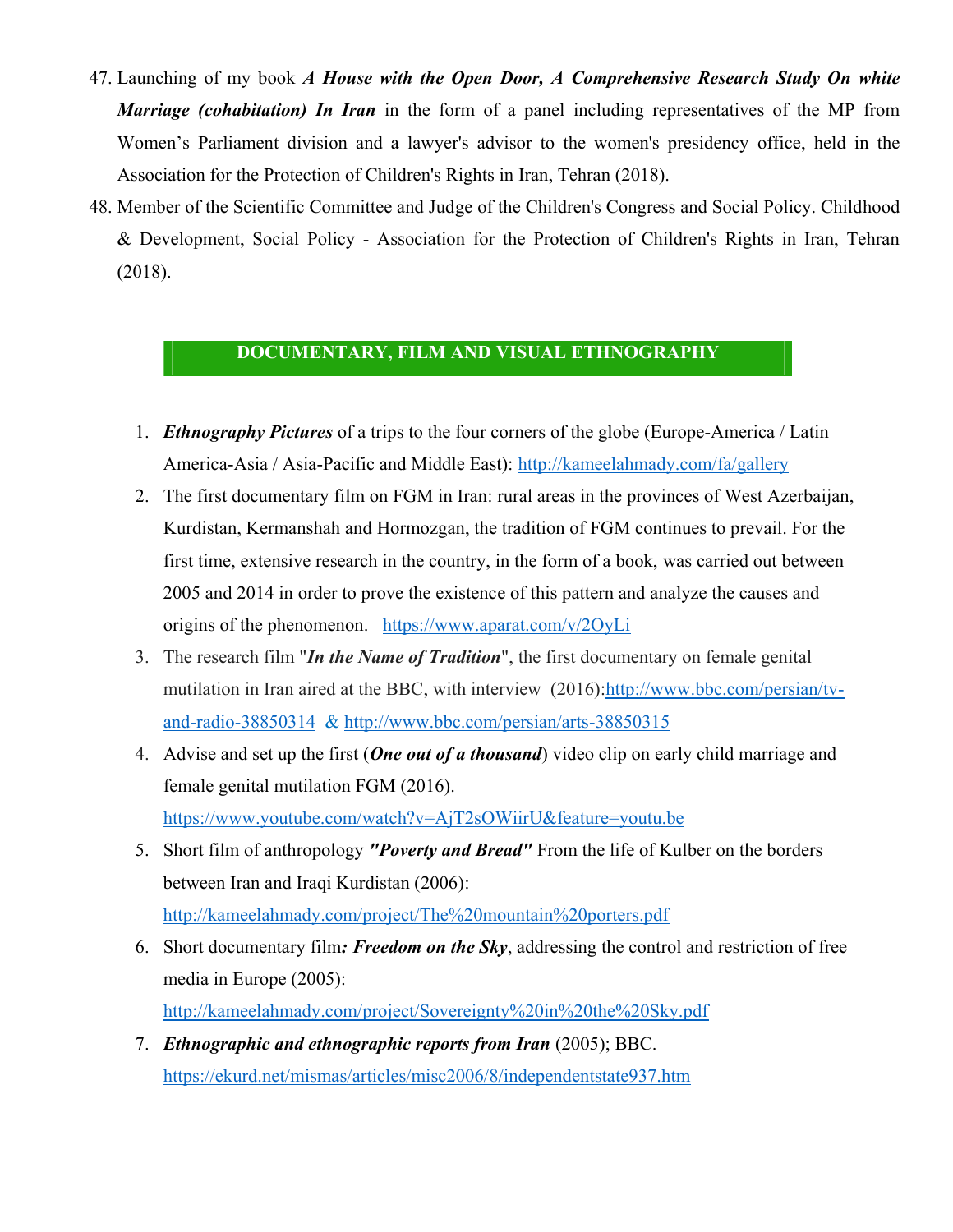47. Launching of my book ***A House with the Open Door, A Comprehensive Research Study On white Marriage (cohabitation) In Iran*** in the form of a panel including representatives of the MP from Women's Parliament division and a lawyer's advisor to the women's presidency office, held in the Association for the Protection of Children's Rights in Iran, Tehran (2018).
48. Member of the Scientific Committee and Judge of the Children's Congress and Social Policy. Childhood & Development, Social Policy - Association for the Protection of Children's Rights in Iran, Tehran (2018).

## DOCUMENTARY, FILM AND VISUAL ETHNOGRAPHY

1. ***Ethnography Pictures*** of a trips to the four corners of the globe (Europe-America / Latin America-Asia / Asia-Pacific and Middle East): http://kameelahmady.com/fa/gallery
2. The first documentary film on FGM in Iran: rural areas in the provinces of West Azerbaijan, Kurdistan, Kermanshah and Hormozgan, the tradition of FGM continues to prevail. For the first time, extensive research in the country, in the form of a book, was carried out between 2005 and 2014 in order to prove the existence of this pattern and analyze the causes and origins of the phenomenon. https://www.aparat.com/v/2OyLi
3. The research film "***In the Name of Tradition***", the first documentary on female genital mutilation in Iran aired at the BBC, with interview (2016): http://www.bbc.com/persian/tv-and-radio-38850314 & http://www.bbc.com/persian/arts-38850315
4. Advise and set up the first (***One out of a thousand***) video clip on early child marriage and female genital mutilation FGM (2016). https://www.youtube.com/watch?v=AjT2sOWiirU&feature=youtu.be
5. Short film of anthropology ***"Poverty and Bread"*** From the life of Kulber on the borders between Iran and Iraqi Kurdistan (2006): http://kameelahmady.com/project/The%20mountain%20porters.pdf
6. Short documentary film***: Freedom on the Sky***, addressing the control and restriction of free media in Europe (2005): http://kameelahmady.com/project/Sovereignty%20in%20the%20Sky.pdf
7. ***Ethnographic and ethnographic reports from Iran*** (2005); BBC. https://ekurd.net/mismas/articles/misc2006/8/independentstate937.htm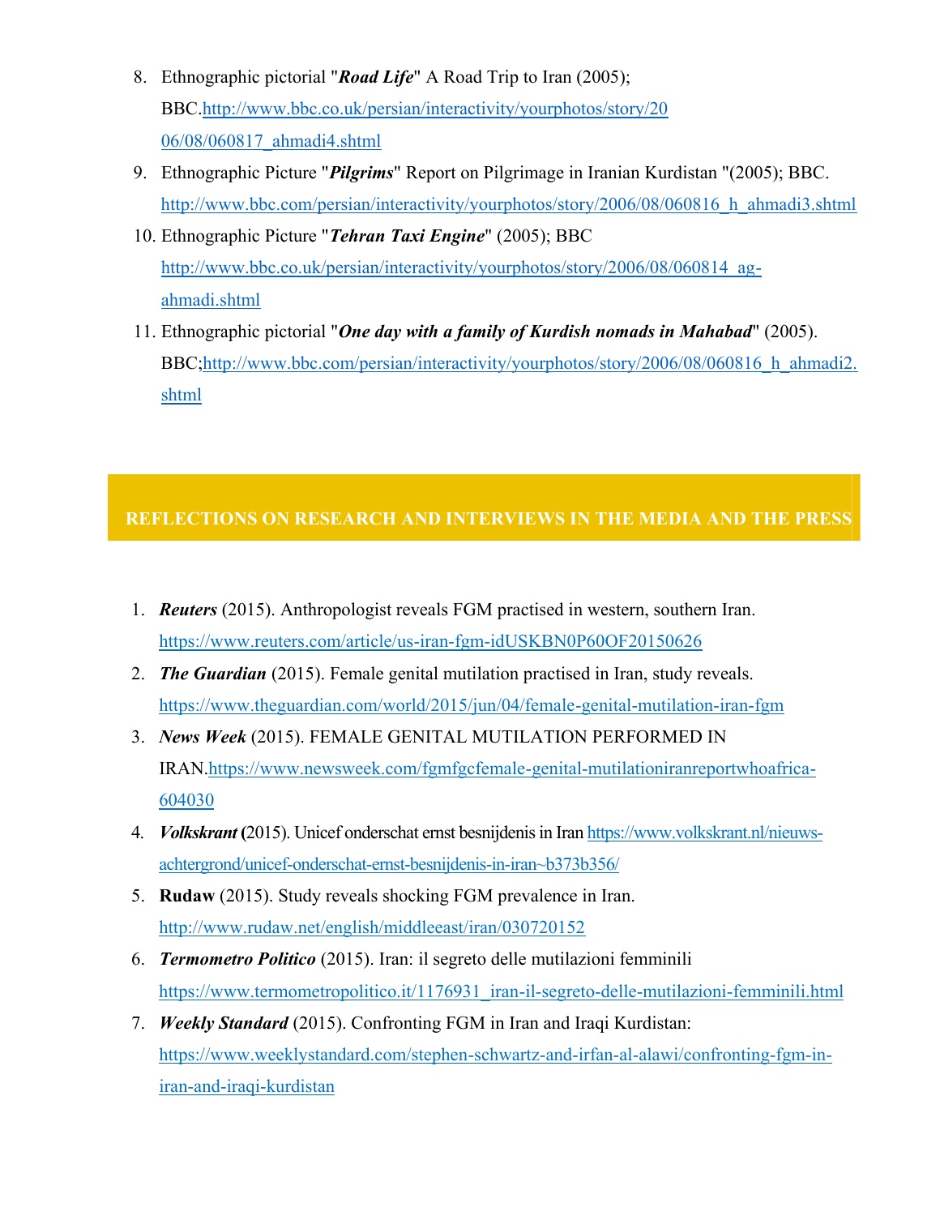8. Ethnographic pictorial "***Road Life***" A Road Trip to Iran (2005); BBC.http://www.bbc.co.uk/persian/interactivity/yourphotos/story/2006/08/060817_ahmadi4.shtml
9. Ethnographic Picture "***Pilgrims***" Report on Pilgrimage in Iranian Kurdistan "(2005); BBC. http://www.bbc.com/persian/interactivity/yourphotos/story/2006/08/060816_h_ahmadi3.shtml
10. Ethnographic Picture "***Tehran Taxi Engine***" (2005); BBC http://www.bbc.co.uk/persian/interactivity/yourphotos/story/2006/08/060814_ag-ahmadi.shtml
11. Ethnographic pictorial "***One day with a family of Kurdish nomads in Mahabad***" (2005). BBC;http://www.bbc.com/persian/interactivity/yourphotos/story/2006/08/060816_h_ahmadi2.shtml

## REFLECTIONS ON RESEARCH AND INTERVIEWS IN THE MEDIA AND THE PRESS

1. ***Reuters*** (2015). Anthropologist reveals FGM practised in western, southern Iran. https://www.reuters.com/article/us-iran-fgm-idUSKBN0P60OF20150626
2. ***The Guardian*** (2015). Female genital mutilation practised in Iran, study reveals. https://www.theguardian.com/world/2015/jun/04/female-genital-mutilation-iran-fgm
3. ***News Week*** (2015). FEMALE GENITAL MUTILATION PERFORMED IN IRAN.https://www.newsweek.com/fgmfgcfemale-genital-mutilationiranreportwhoafrica-604030
4. ***Volkskrant*** **(**2015). Unicef onderschat ernst besnijdenis in Iran https://www.volkskrant.nl/nieuws-achtergrond/unicef-onderschat-ernst-besnijdenis-in-iran~b373b356/
5. **Rudaw** (2015). Study reveals shocking FGM prevalence in Iran. http://www.rudaw.net/english/middleeast/iran/030720152
6. ***Termometro Politico*** (2015). Iran: il segreto delle mutilazioni femminili https://www.termometropolitico.it/1176931_iran-il-segreto-delle-mutilazioni-femminili.html
7. ***Weekly Standard*** (2015). Confronting FGM in Iran and Iraqi Kurdistan: https://www.weeklystandard.com/stephen-schwartz-and-irfan-al-alawi/confronting-fgm-in-iran-and-iraqi-kurdistan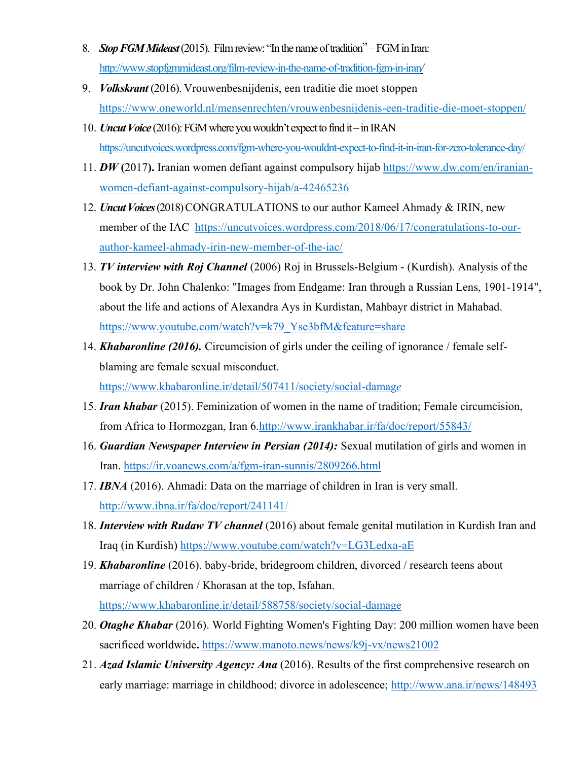8. ***Stop FGM Mideast*** (2015). Film review: "In the name of tradition" – FGM in Iran: http://www.stopfgmmideast.org/film-review-in-the-name-of-tradition-fgm-in-iran/
9. ***Volkskrant*** (2016). Vrouwenbesnijdenis, een traditie die moet stoppen https://www.oneworld.nl/mensenrechten/vrouwenbesnijdenis-een-traditie-die-moet-stoppen/
10. ***Uncut Voice*** (2016): FGM where you wouldn't expect to find it – in IRAN https://uncutvoices.wordpress.com/fgm-where-you-wouldnt-expect-to-find-it-in-iran-for-zero-tolerance-day/
11. ***DW*** **(**2017**).** Iranian women defiant against compulsory hijab https://www.dw.com/en/iranian-women-defiant-against-compulsory-hijab/a-42465236
12. ***Uncut Voices*** (2018) CONGRATULATIONS to our author Kameel Ahmady & IRIN, new member of the IAC https://uncutvoices.wordpress.com/2018/06/17/congratulations-to-our-author-kameel-ahmady-irin-new-member-of-the-iac/
13. ***TV interview with Roj Channel*** (2006) Roj in Brussels-Belgium - (Kurdish). Analysis of the book by Dr. John Chalenko: "Images from Endgame: Iran through a Russian Lens, 1901-1914", about the life and actions of Alexandra Ays in Kurdistan, Mahbayr district in Mahabad. https://www.youtube.com/watch?v=k79_Yse3bfM&feature=share
14. ***Khabaronline (2016).*** Circumcision of girls under the ceiling of ignorance / female self-blaming are female sexual misconduct. https://www.khabaronline.ir/detail/507411/society/social-damage
15. ***Iran khabar*** (2015). Feminization of women in the name of tradition; Female circumcision, from Africa to Hormozgan, Iran 6.http://www.irankhabar.ir/fa/doc/report/55843/
16. ***Guardian Newspaper Interview in Persian (2014):*** Sexual mutilation of girls and women in Iran. https://ir.voanews.com/a/fgm-iran-sunnis/2809266.html
17. ***IBNA*** (2016). Ahmadi: Data on the marriage of children in Iran is very small. http://www.ibna.ir/fa/doc/report/241141/
18. ***Interview with Rudaw TV channel*** (2016) about female genital mutilation in Kurdish Iran and Iraq (in Kurdish) https://www.youtube.com/watch?v=LG3Ledxa-aE
19. ***Khabaronline*** (2016). baby-bride, bridegroom children, divorced / research teens about marriage of children / Khorasan at the top, Isfahan. https://www.khabaronline.ir/detail/588758/society/social-damage
20. ***Otaghe Khabar*** (2016). World Fighting Women's Fighting Day: 200 million women have been sacrificed worldwide**.** https://www.manoto.news/news/k9j-vx/news21002
21. ***Azad Islamic University Agency: Ana*** (2016). Results of the first comprehensive research on early marriage: marriage in childhood; divorce in adolescence; http://www.ana.ir/news/148493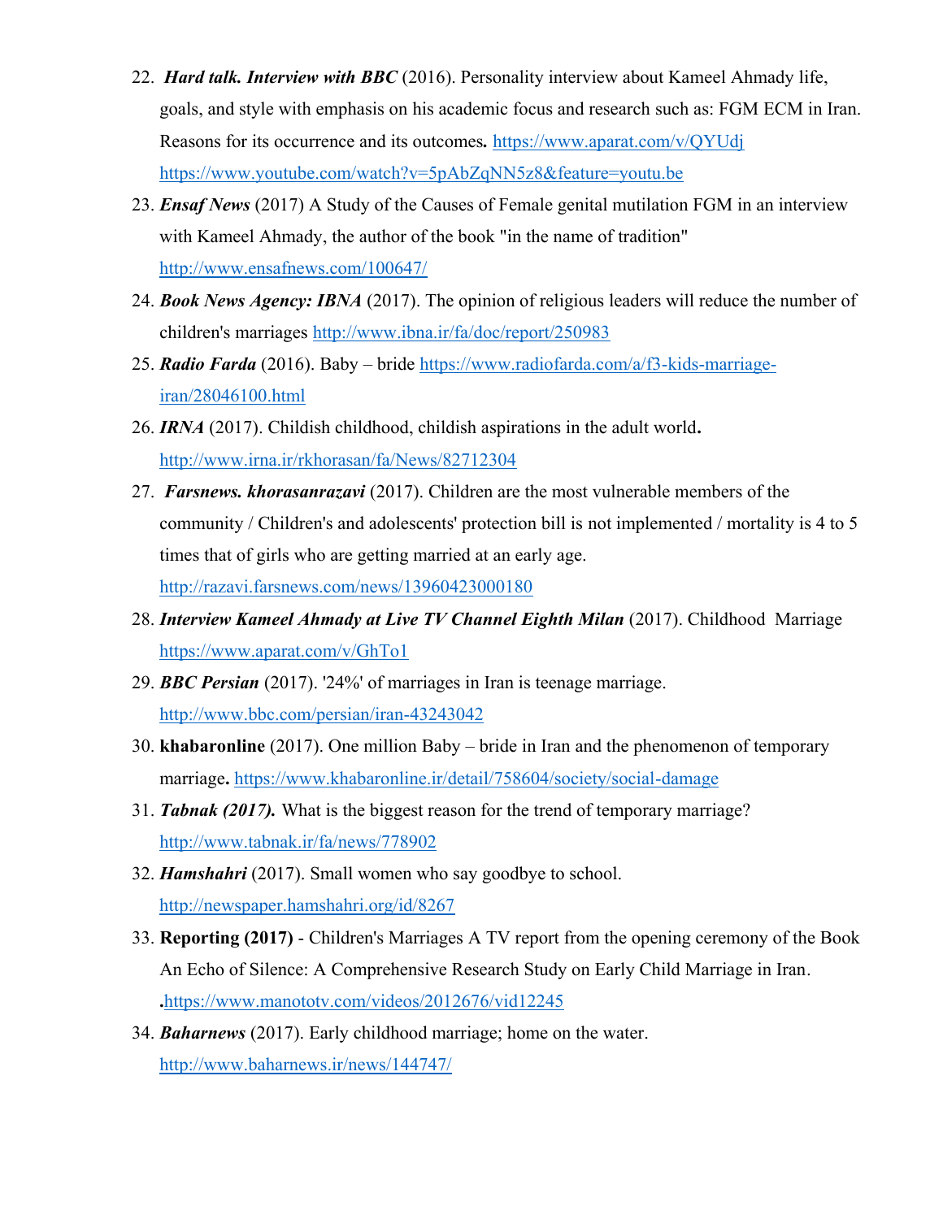22. ***Hard talk. Interview with BBC*** (2016). Personality interview about Kameel Ahmady life, goals, and style with emphasis on his academic focus and research such as: FGM ECM in Iran. Reasons for its occurrence and its outcomes**.** https://www.aparat.com/v/QYUdj https://www.youtube.com/watch?v=5pAbZqNN5z8&feature=youtu.be
23. ***Ensaf News*** (2017) A Study of the Causes of Female genital mutilation FGM in an interview with Kameel Ahmady, the author of the book "in the name of tradition" http://www.ensafnews.com/100647/
24. ***Book News Agency: IBNA*** (2017). The opinion of religious leaders will reduce the number of children's marriages http://www.ibna.ir/fa/doc/report/250983
25. ***Radio Farda*** (2016). Baby – bride https://www.radiofarda.com/a/f3-kids-marriage-iran/28046100.html
26. ***IRNA*** (2017). Childish childhood, childish aspirations in the adult world**.** http://www.irna.ir/rkhorasan/fa/News/82712304
27. ***Farsnews. khorasanrazavi*** (2017). Children are the most vulnerable members of the community / Children's and adolescents' protection bill is not implemented / mortality is 4 to 5 times that of girls who are getting married at an early age. http://razavi.farsnews.com/news/13960423000180
28. ***Interview Kameel Ahmady at Live TV Channel Eighth Milan*** (2017). Childhood Marriage https://www.aparat.com/v/GhTo1
29. ***BBC Persian*** (2017). '24%' of marriages in Iran is teenage marriage. http://www.bbc.com/persian/iran-43243042
30. **khabaronline** (2017). One million Baby – bride in Iran and the phenomenon of temporary marriage**.** https://www.khabaronline.ir/detail/758604/society/social-damage
31. ***Tabnak (2017).*** What is the biggest reason for the trend of temporary marriage? http://www.tabnak.ir/fa/news/778902
32. ***Hamshahri*** (2017). Small women who say goodbye to school. http://newspaper.hamshahri.org/id/8267
33. **Reporting (2017)** - Children's Marriages A TV report from the opening ceremony of the Book An Echo of Silence: A Comprehensive Research Study on Early Child Marriage in Iran. **.**https://www.manototv.com/videos/2012676/vid12245
34. ***Baharnews*** (2017). Early childhood marriage; home on the water. http://www.baharnews.ir/news/144747/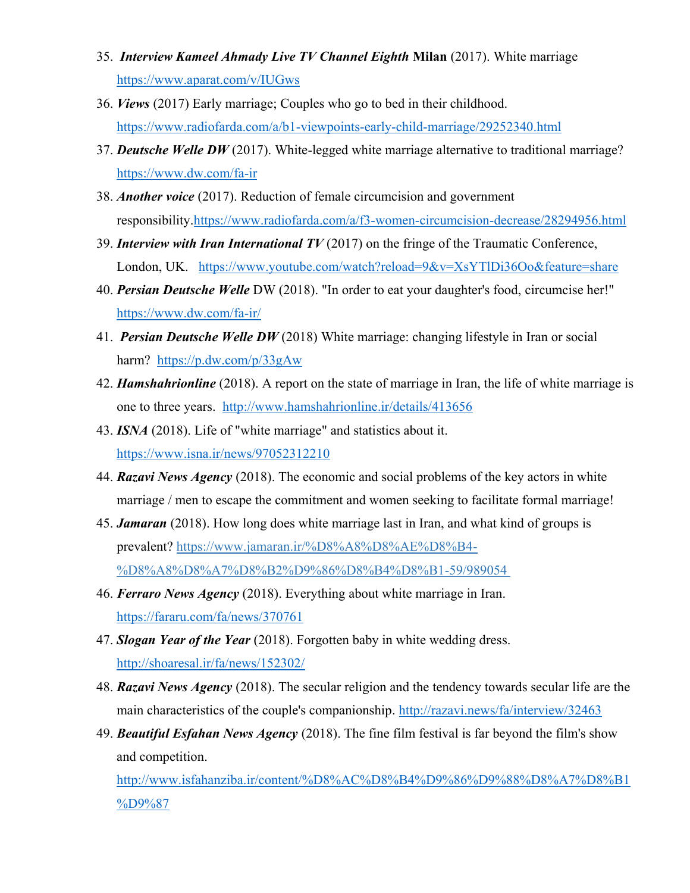35. ***Interview Kameel Ahmady Live TV Channel Eighth*** **Milan** (2017). White marriage https://www.aparat.com/v/IUGws
36. ***Views*** (2017) Early marriage; Couples who go to bed in their childhood. https://www.radiofarda.com/a/b1-viewpoints-early-child-marriage/29252340.html
37. ***Deutsche Welle DW*** (2017). White-legged white marriage alternative to traditional marriage? https://www.dw.com/fa-ir
38. ***Another voice*** (2017). Reduction of female circumcision and government responsibility.https://www.radiofarda.com/a/f3-women-circumcision-decrease/28294956.html
39. ***Interview with Iran International TV*** (2017) on the fringe of the Traumatic Conference, London, UK. https://www.youtube.com/watch?reload=9&v=XsYTlDi36Oo&feature=share
40. ***Persian Deutsche Welle*** DW (2018). "In order to eat your daughter's food, circumcise her!" https://www.dw.com/fa-ir/
41. ***Persian Deutsche Welle DW*** (2018) White marriage: changing lifestyle in Iran or social harm? https://p.dw.com/p/33gAw
42. ***Hamshahrionline*** (2018). A report on the state of marriage in Iran, the life of white marriage is one to three years. http://www.hamshahrionline.ir/details/413656
43. ***ISNA*** (2018). Life of "white marriage" and statistics about it. https://www.isna.ir/news/97052312210
44. ***Razavi News Agency*** (2018). The economic and social problems of the key actors in white marriage / men to escape the commitment and women seeking to facilitate formal marriage!
45. ***Jamaran*** (2018). How long does white marriage last in Iran, and what kind of groups is prevalent? https://www.jamaran.ir/%D8%A8%D8%AE%D8%B4-%D8%A8%D8%A7%D8%B2%D9%86%D8%B4%D8%B1-59/989054
46. ***Ferraro News Agency*** (2018). Everything about white marriage in Iran. https://fararu.com/fa/news/370761
47. ***Slogan Year of the Year*** (2018). Forgotten baby in white wedding dress. http://shoaresal.ir/fa/news/152302/
48. ***Razavi News Agency*** (2018). The secular religion and the tendency towards secular life are the main characteristics of the couple's companionship. http://razavi.news/fa/interview/32463
49. ***Beautiful Esfahan News Agency*** (2018). The fine film festival is far beyond the film's show and competition. http://www.isfahanziba.ir/content/%D8%AC%D8%B4%D9%86%D9%88%D8%A7%D8%B1%D9%87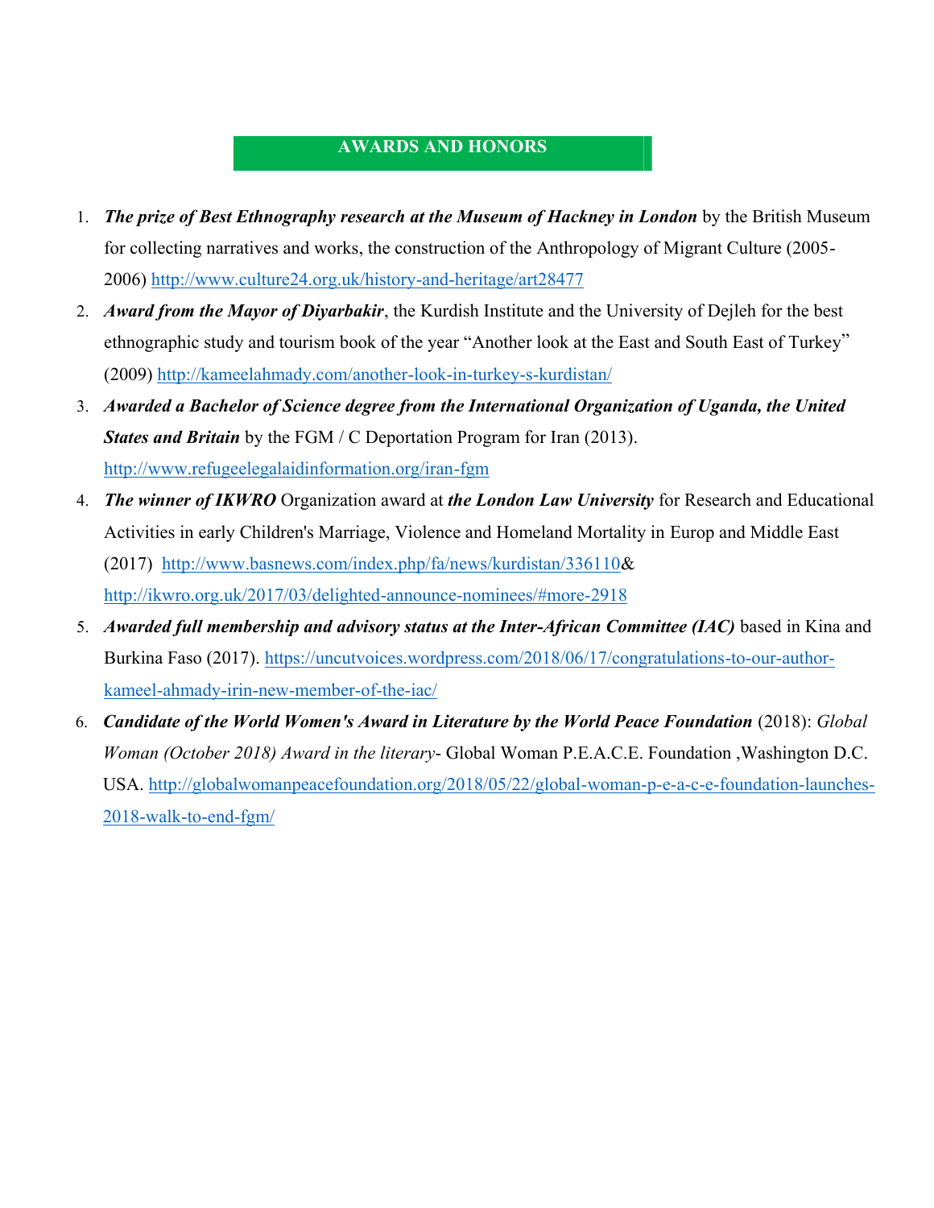## AWARDS AND HONORS

1. ***The prize of Best Ethnography research at the Museum of Hackney in London*** by the British Museum for collecting narratives and works, the construction of the Anthropology of Migrant Culture (2005-2006) http://www.culture24.org.uk/history-and-heritage/art28477
2. ***Award from the Mayor of Diyarbakir***, the Kurdish Institute and the University of Dejleh for the best ethnographic study and tourism book of the year "Another look at the East and South East of Turkey" (2009) http://kameelahmady.com/another-look-in-turkey-s-kurdistan/
3. ***Awarded a Bachelor of Science degree from the International Organization of Uganda, the United States and Britain*** by the FGM / C Deportation Program for Iran (2013). http://www.refugeelegalaidinformation.org/iran-fgm
4. ***The winner of IKWRO*** Organization award at ***the London Law University*** for Research and Educational Activities in early Children's Marriage, Violence and Homeland Mortality in Europ and Middle East (2017) http://www.basnews.com/index.php/fa/news/kurdistan/336110& http://ikwro.org.uk/2017/03/delighted-announce-nominees/#more-2918
5. ***Awarded full membership and advisory status at the Inter-African Committee (IAC)*** based in Kina and Burkina Faso (2017). https://uncutvoices.wordpress.com/2018/06/17/congratulations-to-our-author-kameel-ahmady-irin-new-member-of-the-iac/
6. ***Candidate of the World Women's Award in Literature by the World Peace Foundation*** (2018): *Global Woman (October 2018) Award in the literary*- Global Woman P.E.A.C.E. Foundation ,Washington D.C. USA. http://globalwomanpeacefoundation.org/2018/05/22/global-woman-p-e-a-c-e-foundation-launches-2018-walk-to-end-fgm/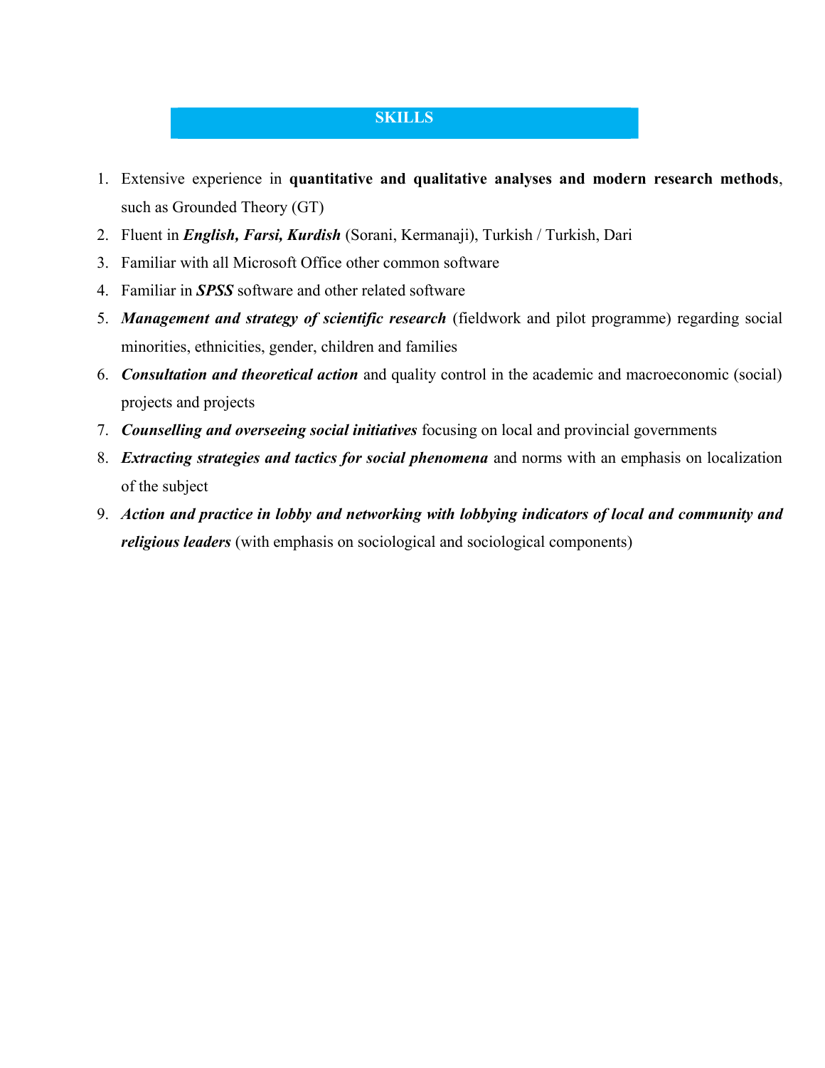## SKILLS

1. Extensive experience in **quantitative and qualitative analyses and modern research methods**, such as Grounded Theory (GT)
2. Fluent in ***English, Farsi, Kurdish*** (Sorani, Kermanaji), Turkish / Turkish, Dari
3. Familiar with all Microsoft Office other common software
4. Familiar in ***SPSS*** software and other related software
5. ***Management and strategy of scientific research*** (fieldwork and pilot programme) regarding social minorities, ethnicities, gender, children and families
6. ***Consultation and theoretical action*** and quality control in the academic and macroeconomic (social) projects and projects
7. ***Counselling and overseeing social initiatives*** focusing on local and provincial governments
8. ***Extracting strategies and tactics for social phenomena*** and norms with an emphasis on localization of the subject
9. ***Action and practice in lobby and networking with lobbying indicators of local and community and religious leaders*** (with emphasis on sociological and sociological components)